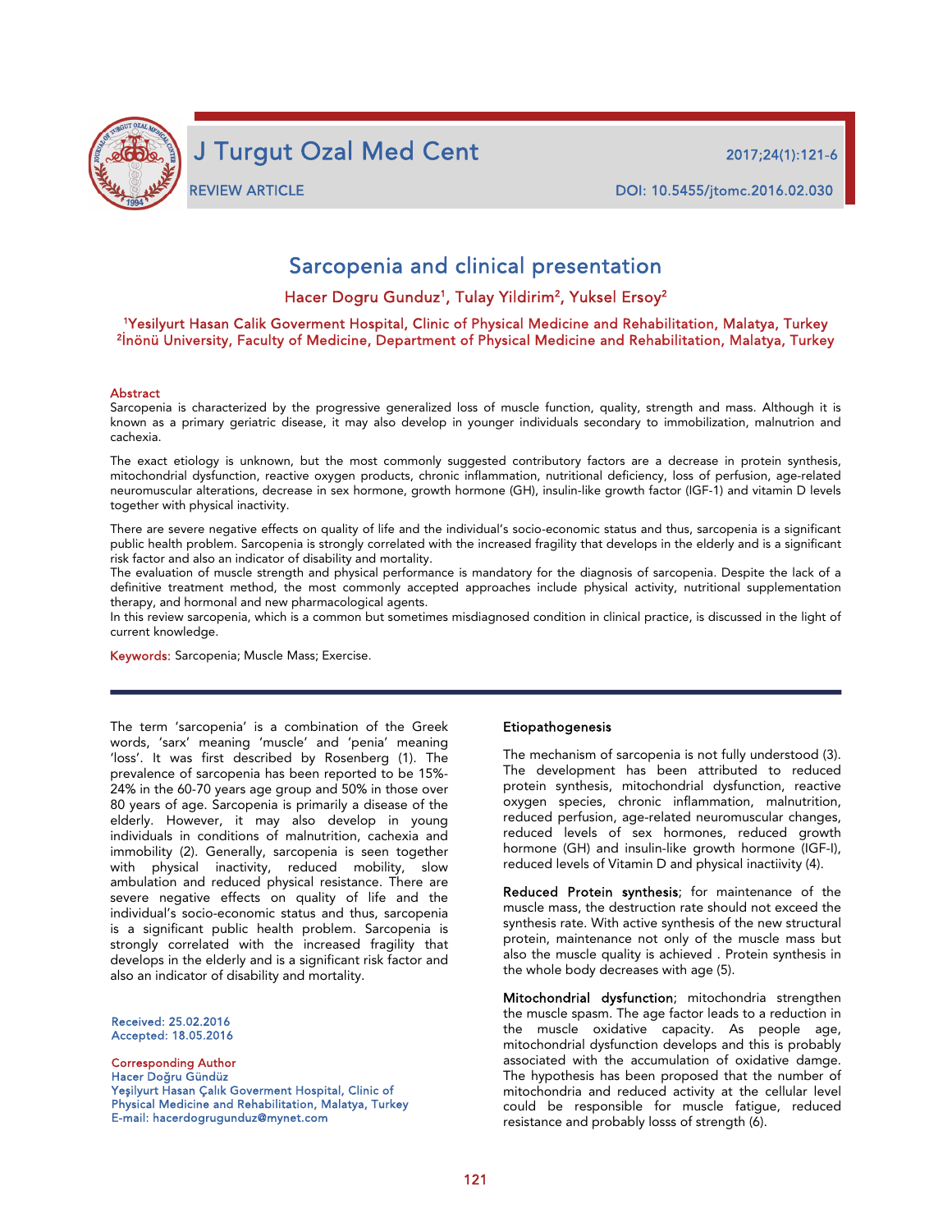REVIEW ARTICLE

DOI: 10.5455/jtomc.2016.02.030

# Sarcopenia and clinical presentation

Hacer Dogru Gunduz[1], Tulay Yildirim[2], Yuksel Ersoy[2]

[1]Yesilyurt Hasan Calik Goverment Hospital, Clinic of Physical Medicine and Rehabilitation, Malatya, Turkey
[2]İnönü University, Faculty of Medicine, Department of Physical Medicine and Rehabilitation, Malatya, Turkey

## Abstract

Sarcopenia is characterized by the progressive generalized loss of muscle function, quality, strength and mass. Although it is known as a primary geriatric disease, it may also develop in younger individuals secondary to immobilization, malnutrion and cachexia.

The exact etiology is unknown, but the most commonly suggested contributory factors are a decrease in protein synthesis, mitochondrial dysfunction, reactive oxygen products, chronic inflammation, nutritional deficiency, loss of perfusion, age-related neuromuscular alterations, decrease in sex hormone, growth hormone (GH), insulin-like growth factor (IGF-1) and vitamin D levels together with physical inactivity.

There are severe negative effects on quality of life and the individual's socio-economic status and thus, sarcopenia is a significant public health problem. Sarcopenia is strongly correlated with the increased fragility that develops in the elderly and is a significant risk factor and also an indicator of disability and mortality.

The evaluation of muscle strength and physical performance is mandatory for the diagnosis of sarcopenia. Despite the lack of a definitive treatment method, the most commonly accepted approaches include physical activity, nutritional supplementation therapy, and hormonal and new pharmacological agents.

In this review sarcopenia, which is a common but sometimes misdiagnosed condition in clinical practice, is discussed in the light of current knowledge.

**Keywords:** Sarcopenia; Muscle Mass; Exercise.

The term 'sarcopenia' is a combination of the Greek words, 'sarx' meaning 'muscle' and 'penia' meaning 'loss'. It was first described by Rosenberg (1). The prevalence of sarcopenia has been reported to be 15%-24% in the 60-70 years age group and 50% in those over 80 years of age. Sarcopenia is primarily a disease of the elderly. However, it may also develop in young individuals in conditions of malnutrition, cachexia and immobity (2). Generally, sarcopenia is seen together with physical inactivity, reduced mobility, slow ambulation and reduced physical resistance. There are severe negative effects on quality of life and the individual's socio-economic status and thus, sarcopenia is a significant public health problem. Sarcopenia is strongly correlated with the increased fragility that develops in the elderly and is a significant risk factor and also an indicator of disability and mortality.

Received: 25.02.2016
Accepted: 18.05.2016

Corresponding Author
Hacer Doğru Gündüz
Yeşilyurt Hasan Çalık Goverment Hospital, Clinic of Physical Medicine and Rehabilitation, Malatya, Turkey
E-mail: hacerdogrugunduz@mynet.com

## Etiopathogenesis

The mechanism of sarcopenia is not fully understood (3). The development has been attributed to reduced protein synthesis, mitochondrial dysfunction, reactive oxygen species, chronic inflammation, malnutrition, reduced perfusion, age-related neuromuscular changes, reduced levels of sex hormones, reduced growth hormone (GH) and insulin-like growth hormone (IGF-I), reduced levels of Vitamin D and physical inactiivity (4).

**Reduced Protein synthesis**; for maintenance of the muscle mass, the destruction rate should not exceed the synthesis rate. With active synthesis of the new structural protein, maintenance not only of the muscle mass but also the muscle quality is achieved . Protein synthesis in the whole body decreases with age (5).

**Mitochondrial dysfunction**; mitochondria strengthen the muscle spasm. The age factor leads to a reduction in the muscle oxidative capacity. As people age, mitochondrial dysfunction develops and this is probably associated with the accumulation of oxidative damge. The hypothesis has been proposed that the number of mitochondria and reduced activity at the cellular level could be responsible for muscle fatigue, reduced resistance and probably losss of strength (6).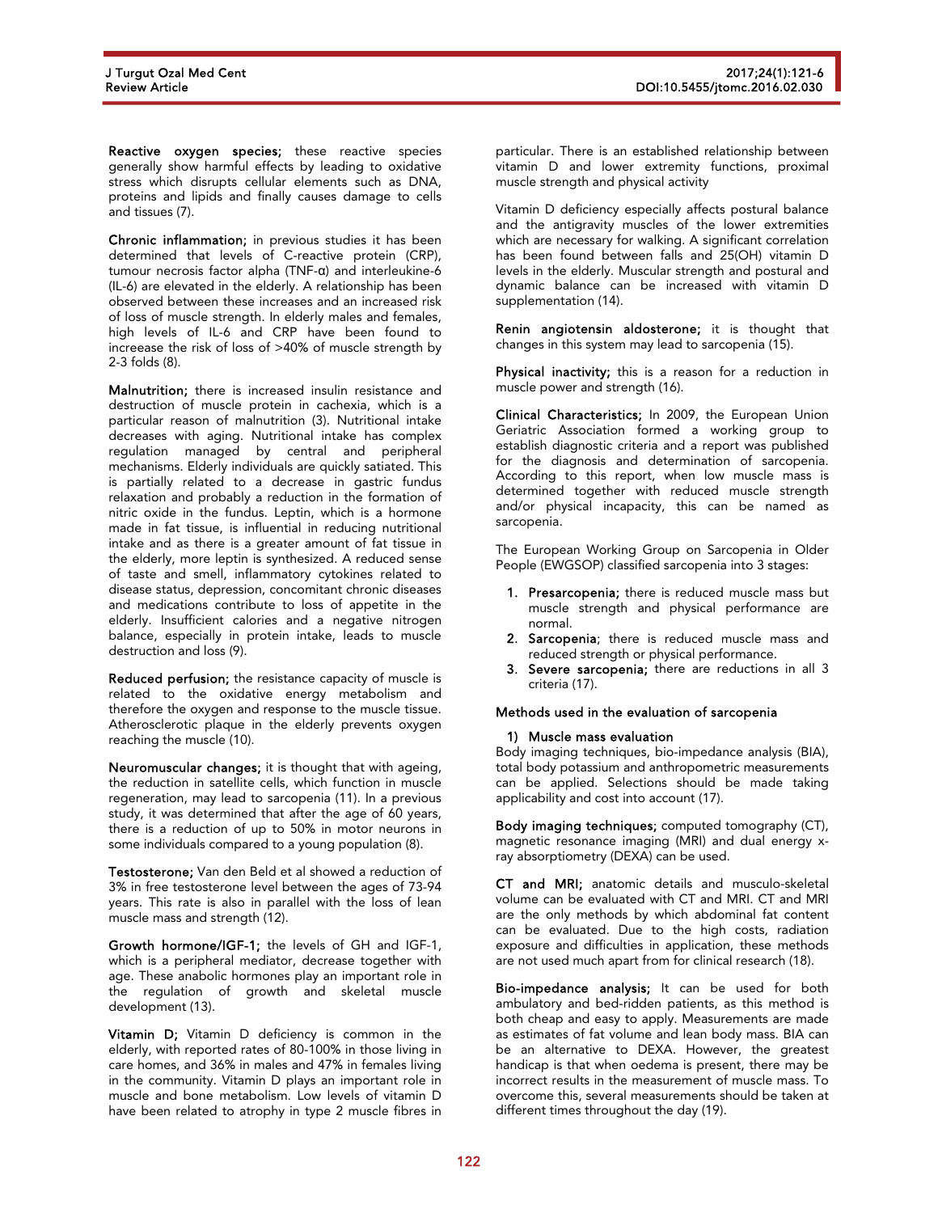**Reactive oxygen species;** these reactive species generally show harmful effects by leading to oxidative stress which disrupts cellular elements such as DNA, proteins and lipids and finally causes damage to cells and tissues (7).

**Chronic inflammation;** in previous studies it has been determined that levels of C-reactive protein (CRP), tumour necrosis factor alpha (TNF-α) and interleukine-6 (IL-6) are elevated in the elderly. A relationship has been observed between these increases and an increased risk of loss of muscle strength. In elderly males and females, high levels of IL-6 and CRP have been found to increease the risk of loss of >40% of muscle strength by 2-3 folds (8).

**Malnutrition;** there is increased insulin resistance and destruction of muscle protein in cachexia, which is a particular reason of malnutrition (3). Nutritional intake decreases with aging. Nutritional intake has complex regulation managed by central and peripheral mechanisms. Elderly individuals are quickly satiated. This is partially related to a decrease in gastric fundus relaxation and probably a reduction in the formation of nitric oxide in the fundus. Leptin, which is a hormone made in fat tissue, is influential in reducing nutritional intake and as there is a greater amount of fat tissue in the elderly, more leptin is synthesized. A reduced sense of taste and smell, inflammatory cytokines related to disease status, depression, concomitant chronic diseases and medications contribute to loss of appetite in the elderly. Insufficient calories and a negative nitrogen balance, especially in protein intake, leads to muscle destruction and loss (9).

**Reduced perfusion;** the resistance capacity of muscle is related to the oxidative energy metabolism and therefore the oxygen and response to the muscle tissue. Atherosclerotic plaque in the elderly prevents oxygen reaching the muscle (10).

**Neuromuscular changes;** it is thought that with ageing, the reduction in satellite cells, which function in muscle regeneration, may lead to sarcopenia (11). In a previous study, it was determined that after the age of 60 years, there is a reduction of up to 50% in motor neurons in some individuals compared to a young population (8).

**Testosterone;** Van den Beld et al showed a reduction of 3% in free testosterone level between the ages of 73-94 years. This rate is also in parallel with the loss of lean muscle mass and strength (12).

**Growth hormone/IGF-1;** the levels of GH and IGF-1, which is a peripheral mediator, decrease together with age. These anabolic hormones play an important role in the regulation of growth and skeletal muscle development (13).

**Vitamin D;** Vitamin D deficiency is common in the elderly, with reported rates of 80-100% in those living in care homes, and 36% in males and 47% in females living in the community. Vitamin D plays an important role in muscle and bone metabolism. Low levels of vitamin D have been related to atrophy in type 2 muscle fibres in particular. There is an established relationship between vitamin D and lower extremity functions, proximal muscle strength and physical activity

Vitamin D deficiency especially affects postural balance and the antigravity muscles of the lower extremities which are necessary for walking. A significant correlation has been found between falls and 25(OH) vitamin D levels in the elderly. Muscular strength and postural and dynamic balance can be increased with vitamin D supplementation (14).

**Renin angiotensin aldosterone;** it is thought that changes in this system may lead to sarcopenia (15).

**Physical inactivity;** this is a reason for a reduction in muscle power and strength (16).

**Clinical Characteristics;** In 2009, the European Union Geriatric Association formed a working group to establish diagnostic criteria and a report was published for the diagnosis and determination of sarcopenia. According to this report, when low muscle mass is determined together with reduced muscle strength and/or physical incapacity, this can be named as sarcopenia.

The European Working Group on Sarcopenia in Older People (EWGSOP) classified sarcopenia into 3 stages:

1. **Presarcopenia;** there is reduced muscle mass but muscle strength and physical performance are normal.
2. **Sarcopenia;** there is reduced muscle mass and reduced strength or physical performance.
3. **Severe sarcopenia;** there are reductions in all 3 criteria (17).

## Methods used in the evaluation of sarcopenia

### 1) Muscle mass evaluation

Body imaging techniques, bio-impedance analysis (BIA), total body potassium and anthropometric measurements can be applied. Selections should be made taking applicability and cost into account (17).

**Body imaging techniques;** computed tomography (CT), magnetic resonance imaging (MRI) and dual energy x-ray absorptiometry (DEXA) can be used.

**CT and MRI;** anatomic details and musculo-skeletal volume can be evaluated with CT and MRI. CT and MRI are the only methods by which abdominal fat content can be evaluated. Due to the high costs, radiation exposure and difficulties in application, these methods are not used much apart from for clinical research (18).

**Bio-impedance analysis;** It can be used for both ambulatory and bed-ridden patients, as this method is both cheap and easy to apply. Measurements are made as estimates of fat volume and lean body mass. BIA can be an alternative to DEXA. However, the greatest handicap is that when oedema is present, there may be incorrect results in the measurement of muscle mass. To overcome this, several measurements should be taken at different times throughout the day (19).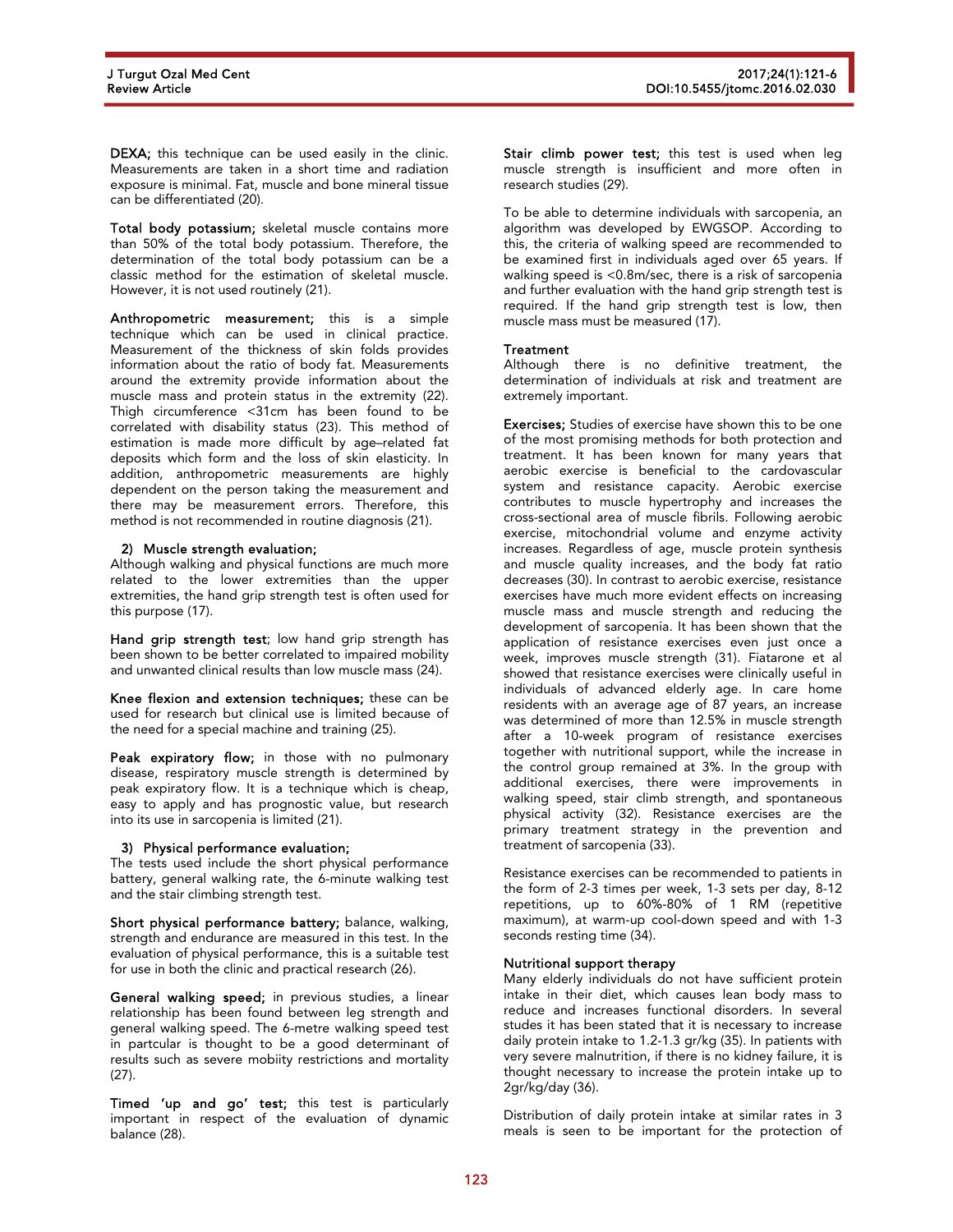**DEXA;** this technique can be used easily in the clinic. Measurements are taken in a short time and radiation exposure is minimal. Fat, muscle and bone mineral tissue can be differentiated (20).

**Total body potassium;** skeletal muscle contains more than 50% of the total body potassium. Therefore, the determination of the total body potassium can be a classic method for the estimation of skeletal muscle. However, it is not used routinely (21).

**Anthropometric measurement;** this is a simple technique which can be used in clinical practice. Measurement of the thickness of skin folds provides information about the ratio of body fat. Measurements around the extremity provide information about the muscle mass and protein status in the extremity (22). Thigh circumference <31cm has been found to be correlated with disability status (23). This method of estimation is made more difficult by age–related fat deposits which form and the loss of skin elasticity. In addition, anthropometric measurements are highly dependent on the person taking the measurement and there may be measurement errors. Therefore, this method is not recommended in routine diagnosis (21).

**2) Muscle strength evaluation;**

Although walking and physical functions are much more related to the lower extremities than the upper extremities, the hand grip strength test is often used for this purpose (17).

**Hand grip strength test**; low hand grip strength has been shown to be better correlated to impaired mobility and unwanted clinical results than low muscle mass (24).

**Knee flexion and extension techniques;** these can be used for research but clinical use is limited because of the need for a special machine and training (25).

**Peak expiratory flow;** in those with no pulmonary disease, respiratory muscle strength is determined by peak expiratory flow. It is a technique which is cheap, easy to apply and has prognostic value, but research into its use in sarcopenia is limited (21).

**3) Physical performance evaluation;**

The tests used include the short physical performance battery, general walking rate, the 6-minute walking test and the stair climbing strength test.

**Short physical performance battery;** balance, walking, strength and endurance are measured in this test. In the evaluation of physical performance, this is a suitable test for use in both the clinic and practical research (26).

**General walking speed;** in previous studies, a linear relationship has been found between leg strength and general walking speed. The 6-metre walking speed test in partcular is thought to be a good determinant of results such as severe mobiity restrictions and mortality (27).

**Timed 'up and go' test;** this test is particularly important in respect of the evaluation of dynamic balance (28).

**Stair climb power test;** this test is used when leg muscle strength is insufficient and more often in research studies (29).

To be able to determine individuals with sarcopenia, an algorithm was developed by EWGSOP. According to this, the criteria of walking speed are recommended to be examined first in individuals aged over 65 years. If walking speed is <0.8m/sec, there is a risk of sarcopenia and further evaluation with the hand grip strength test is required. If the hand grip strength test is low, then muscle mass must be measured (17).

### Treatment

Although there is no definitive treatment, the determination of individuals at risk and treatment are extremely important.

**Exercises;** Studies of exercise have shown this to be one of the most promising methods for both protection and treatment. It has been known for many years that aerobic exercise is beneficial to the cardovascular system and resistance capacity. Aerobic exercise contributes to muscle hypertrophy and increases the cross-sectional area of muscle fibrils. Following aerobic exercise, mitochondrial volume and enzyme activity increases. Regardless of age, muscle protein synthesis and muscle quality increases, and the body fat ratio decreases (30). In contrast to aerobic exercise, resistance exercises have much more evident effects on increasing muscle mass and muscle strength and reducing the development of sarcopenia. It has been shown that the application of resistance exercises even just once a week, improves muscle strength (31). Fiatarone et al showed that resistance exercises were clinically useful in individuals of advanced elderly age. In care home residents with an average age of 87 years, an increase was determined of more than 12.5% in muscle strength after a 10-week program of resistance exercises together with nutritional support, while the increase in the control group remained at 3%. In the group with additional exercises, there were improvements in walking speed, stair climb strength, and spontaneous physical activity (32). Resistance exercises are the primary treatment strategy in the prevention and treatment of sarcopenia (33).

Resistance exercises can be recommended to patients in the form of 2-3 times per week, 1-3 sets per day, 8-12 repetitions, up to 60%-80% of 1 RM (repetitive maximum), at warm-up cool-down speed and with 1-3 seconds resting time (34).

### Nutritional support therapy

Many elderly individuals do not have sufficient protein intake in their diet, which causes lean body mass to reduce and increases functional disorders. In several studes it has been stated that it is necessary to increase daily protein intake to 1.2-1.3 gr/kg (35). In patients with very severe malnutrition, if there is no kidney failure, it is thought necessary to increase the protein intake up to 2gr/kg/day (36).

Distribution of daily protein intake at similar rates in 3 meals is seen to be important for the protection of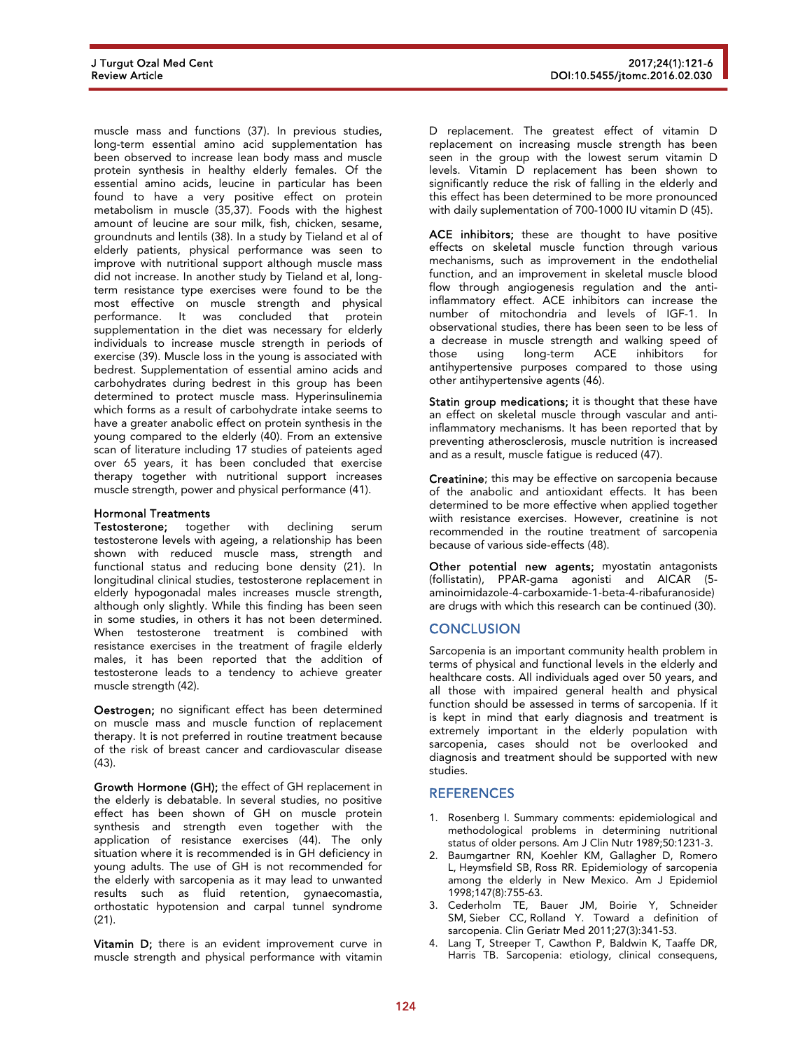muscle mass and functions (37). In previous studies, long-term essential amino acid supplementation has been observed to increase lean body mass and muscle protein synthesis in healthy elderly females. Of the essential amino acids, leucine in particular has been found to have a very positive effect on protein metabolism in muscle (35,37). Foods with the highest amount of leucine are sour milk, fish, chicken, sesame, groundnuts and lentils (38). In a study by Tieland et al of elderly patients, physical performance was seen to improve with nutritional support although muscle mass did not increase. In another study by Tieland et al, long-term resistance type exercises were found to be the most effective on muscle strength and physical performance. It was concluded that protein supplementation in the diet was necessary for elderly individuals to increase muscle strength in periods of exercise (39). Muscle loss in the young is associated with bedrest. Supplementation of essential amino acids and carbohydrates during bedrest in this group has been determined to protect muscle mass. Hyperinsulinemia which forms as a result of carbohydrate intake seems to have a greater anabolic effect on protein synthesis in the young compared to the elderly (40). From an extensive scan of literature including 17 studies of pateients aged over 65 years, it has been concluded that exercise therapy together with nutritional support increases muscle strength, power and physical performance (41).

### Hormonal Treatments

**Testosterone;** together with declining serum testosterone levels with ageing, a relationship has been shown with reduced muscle mass, strength and functional status and reducing bone density (21). In longitudinal clinical studies, testosterone replacement in elderly hypogonadal males increases muscle strength, although only slightly. While this finding has been seen in some studies, in others it has not been determined. When testosterone treatment is combined with resistance exercises in the treatment of fragile elderly males, it has been reported that the addition of testosterone leads to a tendency to achieve greater muscle strength (42).

**Oestrogen;** no significant effect has been determined on muscle mass and muscle function of replacement therapy. It is not preferred in routine treatment because of the risk of breast cancer and cardiovascular disease (43).

**Growth Hormone (GH);** the effect of GH replacement in the elderly is debatable. In several studies, no positive effect has been shown of GH on muscle protein synthesis and strength even together with the application of resistance exercises (44). The only situation where it is recommended is in GH deficiency in young adults. The use of GH is not recommended for the elderly with sarcopenia as it may lead to unwanted results such as fluid retention, gynaecomastia, orthostatic hypotension and carpal tunnel syndrome (21).

**Vitamin D;** there is an evident improvement curve in muscle strength and physical performance with vitamin D replacement. The greatest effect of vitamin D replacement on increasing muscle strength has been seen in the group with the lowest serum vitamin D levels. Vitamin D replacement has been shown to significantly reduce the risk of falling in the elderly and this effect has been determined to be more pronounced with daily suplementation of 700-1000 IU vitamin D (45).

**ACE inhibitors;** these are thought to have positive effects on skeletal muscle function through various mechanisms, such as improvement in the endothelial function, and an improvement in skeletal muscle blood flow through angiogenesis regulation and the anti-inflammatory effect. ACE inhibitors can increase the number of mitochondria and levels of IGF-1. In observational studies, there has been seen to be less of a decrease in muscle strength and walking speed of those using long-term ACE inhibitors for antihypertensive purposes compared to those using other antihypertensive agents (46).

**Statin group medications;** it is thought that these have an effect on skeletal muscle through vascular and anti-inflammatory mechanisms. It has been reported that by preventing atherosclerosis, muscle nutrition is increased and as a result, muscle fatigue is reduced (47).

**Creatinine**; this may be effective on sarcopenia because of the anabolic and antioxidant effects. It has been determined to be more effective when applied together wiith resistance exercises. However, creatinine is not recommended in the routine treatment of sarcopenia because of various side-effects (48).

**Other potential new agents;** myostatin antagonists (follistatin), PPAR-gama agonisti and AICAR (5-aminoimidazole-4-carboxamide-1-beta-4-ribafuranoside) are drugs with which this research can be continued (30).

## CONCLUSION

Sarcopenia is an important community health problem in terms of physical and functional levels in the elderly and healthcare costs. All individuals aged over 50 years, and all those with impaired general health and physical function should be assessed in terms of sarcopenia. If it is kept in mind that early diagnosis and treatment is extremely important in the elderly population with sarcopenia, cases should not be overlooked and diagnosis and treatment should be supported with new studies.

## REFERENCES

1. Rosenberg I. Summary comments: epidemiological and methodological problems in determining nutritional status of older persons. Am J Clin Nutr 1989;50:1231-3.
2. Baumgartner RN, Koehler KM, Gallagher D, Romero L, Heymsfield SB, Ross RR. Epidemiology of sarcopenia among the elderly in New Mexico. Am J Epidemiol 1998;147(8):755-63.
3. Cederholm TE, Bauer JM, Boirie Y, Schneider SM, Sieber CC, Rolland Y. Toward a definition of sarcopenia. Clin Geriatr Med 2011;27(3):341-53.
4. Lang T, Streeper T, Cawthon P, Baldwin K, Taaffe DR, Harris TB. Sarcopenia: etiology, clinical consequens,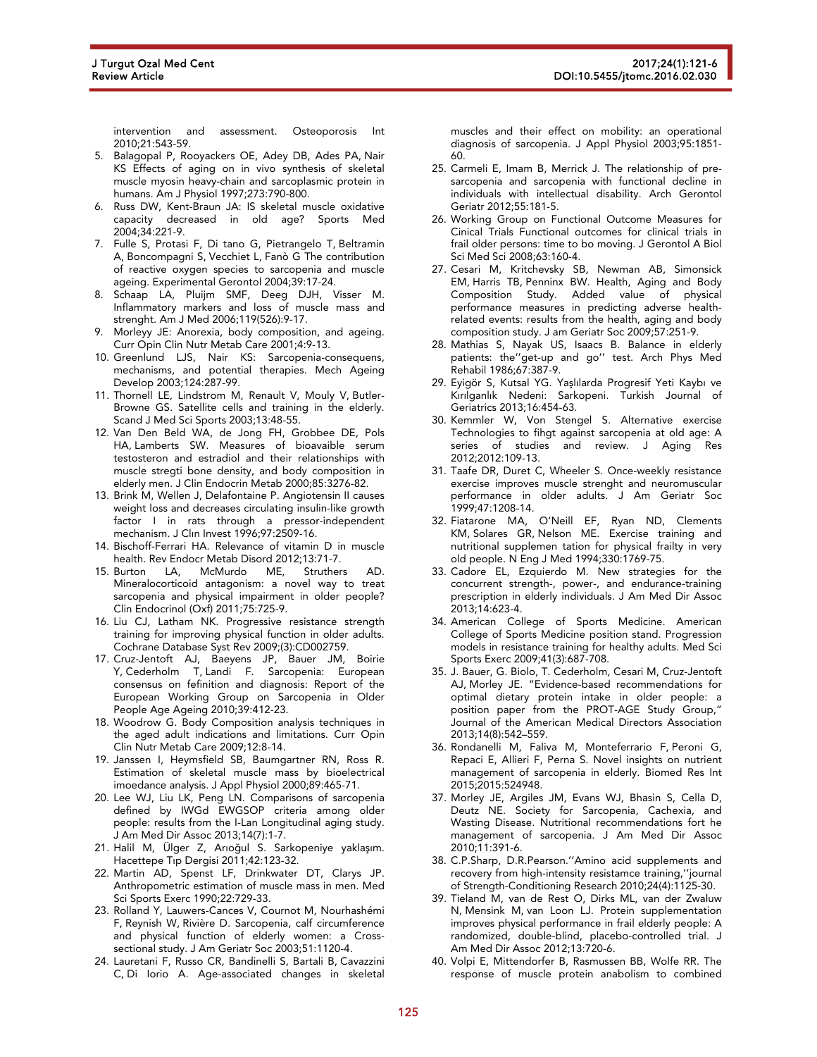intervention and assessment. Osteoporosis Int 2010;21:543-59.

5. Balagopal P, Rooyackers OE, Adey DB, Ades PA, Nair KS Effects of aging on in vivo synthesis of skeletal muscle myosin heavy-chain and sarcoplasmic protein in humans. Am J Physiol 1997;273:790-800.
6. Russ DW, Kent-Braun JA: IS skeletal muscle oxidative capacity decreased in old age? Sports Med 2004;34:221-9.
7. Fulle S, Protasi F, Di tano G, Pietrangelo T, Beltramin A, Boncompagni S, Vecchiet L, Fanò G The contribution of reactive oxygen species to sarcopenia and muscle ageing. Experimental Gerontol 2004;39:17-24.
8. Schaap LA, Pluijm SMF, Deeg DJH, Visser M. Inflammatory markers and loss of muscle mass and strenght. Am J Med 2006;119(526):9-17.
9. Morleyy JE: Anorexia, body composition, and ageing. Curr Opin Clin Nutr Metab Care 2001;4:9-13.
10. Greenlund LJS, Nair KS: Sarcopenia-consequens, mechanisms, and potential therapies. Mech Ageing Develop 2003;124:287-99.
11. Thornell LE, Lindstrom M, Renault V, Mouly V, Butler-Browne GS. Satellite cells and training in the elderly. Scand J Med Sci Sports 2003;13:48-55.
12. Van Den Beld WA, de Jong FH, Grobbee DE, Pols HA, Lamberts SW. Measures of bioavaible serum testosteron and estradiol and their relationships with muscle stregti bone density, and body composition in elderly men. J Clin Endocrin Metab 2000;85:3276-82.
13. Brink M, Wellen J, Delafontaine P. Angiotensin II causes weight loss and decreases circulating insulin-like growth factor I in rats through a pressor-independent mechanism. J Clın Invest 1996;97:2509-16.
14. Bischoff-Ferrari HA. Relevance of vitamin D in muscle health. Rev Endocr Metab Disord 2012;13:71-7.
15. Burton LA, McMurdo ME, Struthers AD. Mineralocorticoid antagonism: a novel way to treat sarcopenia and physical impairment in older people? Clin Endocrinol (Oxf) 2011;75:725-9.
16. Liu CJ, Latham NK. Progressive resistance strength training for improving physical function in older adults. Cochrane Database Syst Rev 2009;(3):CD002759.
17. Cruz-Jentoft AJ, Baeyens JP, Bauer JM, Boirie Y, Cederholm T, Landi F. Sarcopenia: European consensus on fefinition and diagnosis: Report of the European Working Group on Sarcopenia in Older People Age Ageing 2010;39:412-23.
18. Woodrow G. Body Composition analysis techniques in the aged adult indications and limitations. Curr Opin Clin Nutr Metab Care 2009;12:8-14.
19. Janssen I, Heymsfield SB, Baumgartner RN, Ross R. Estimation of skeletal muscle mass by bioelectrical imoedance analysis. J Appl Physiol 2000;89:465-71.
20. Lee WJ, Liu LK, Peng LN. Comparisons of sarcopenia defined by IWGd EWGSOP criteria among older people: results from the I-Lan Longitudinal aging study. J Am Med Dir Assoc 2013;14(7):1-7.
21. Halil M, Ülger Z, Arıoğul S. Sarkopeniye yaklaşım. Hacettepe Tıp Dergisi 2011;42:123-32.
22. Martin AD, Spenst LF, Drinkwater DT, Clarys JP. Anthropometric estimation of muscle mass in men. Med Sci Sports Exerc 1990;22:729-33.
23. Rolland Y, Lauwers-Cances V, Cournot M, Nourhashémi F, Reynish W, Rivière D. Sarcopenia, calf circumference and physical function of elderly women: a Cross-sectional study. J Am Geriatr Soc 2003;51:1120-4.
24. Lauretani F, Russo CR, Bandinelli S, Bartali B, Cavazzini C, Di Iorio A. Age-associated changes in skeletal muscles and their effect on mobility: an operational diagnosis of sarcopenia. J Appl Physiol 2003;95:1851-60.
25. Carmeli E, Imam B, Merrick J. The relationship of pre-sarcopenia and sarcopenia with functional decline in individuals with intellectual disability. Arch Gerontol Geriatr 2012;55:181-5.
26. Working Group on Functional Outcome Measures for Cinical Trials Functional outcomes for clinical trials in frail older persons: time to bo moving. J Gerontol A Biol Sci Med Sci 2008;63:160-4.
27. Cesari M, Kritchevsky SB, Newman AB, Simonsick EM, Harris TB, Penninx BW. Health, Aging and Body Composition Study. Added value of physical performance measures in predicting adverse health-related events: results from the health, aging and body composition study. J am Geriatr Soc 2009;57:251-9.
28. Mathias S, Nayak US, Isaacs B. Balance in elderly patients: the''get-up and go'' test. Arch Phys Med Rehabil 1986;67:387-9.
29. Eyigör S, Kutsal YG. Yaşlılarda Progresif Yeti Kaybı ve Kırılganlık Nedeni: Sarkopeni. Turkish Journal of Geriatrics 2013;16:454-63.
30. Kemmler W, Von Stengel S. Alternative exercise Technologies to fihgt against sarcopenia at old age: A series of studies and review. J Aging Res 2012;2012:109-13.
31. Taafe DR, Duret C, Wheeler S. Once-weekly resistance exercise improves muscle strenght and neuromuscular performance in older adults. J Am Geriatr Soc 1999;47:1208-14.
32. Fiatarone MA, O'Neill EF, Ryan ND, Clements KM, Solares GR, Nelson ME. Exercise training and nutritional supplemen tation for physical frailty in very old people. N Eng J Med 1994;330:1769-75.
33. Cadore EL, Ezquierdo M. New strategies for the concurrent strength-, power-, and endurance-training prescription in elderly individuals. J Am Med Dir Assoc 2013;14:623-4.
34. American College of Sports Medicine. American College of Sports Medicine position stand. Progression models in resistance training for healthy adults. Med Sci Sports Exerc 2009;41(3):687-708.
35. J. Bauer, G. Biolo, T. Cederholm, Cesari M, Cruz-Jentoft AJ, Morley JE. "Evidence-based recommendations for optimal dietary protein intake in older people: a position paper from the PROT-AGE Study Group," Journal of the American Medical Directors Association 2013;14(8):542–559.
36. Rondanelli M, Faliva M, Monteferrario F, Peroni G, Repaci E, Allieri F, Perna S. Novel insights on nutrient management of sarcopenia in elderly. Biomed Res Int 2015;2015:524948.
37. Morley JE, Argiles JM, Evans WJ, Bhasin S, Cella D, Deutz NE. Society for Sarcopenia, Cachexia, and Wasting Disease. Nutritional recommendations fort he management of sarcopenia. J Am Med Dir Assoc 2010;11:391-6.
38. C.P.Sharp, D.R.Pearson.''Amino acid supplements and recovery from high-intensity resistamce training,''journal of Strength-Conditioning Research 2010;24(4):1125-30.
39. Tieland M, van de Rest O, Dirks ML, van der Zwaluw N, Mensink M, van Loon LJ. Protein supplementation improves physical performance in frail elderly people: A randomized, double-blind, placebo-controlled trial. J Am Med Dir Assoc 2012;13:720-6.
40. Volpi E, Mittendorfer B, Rasmussen BB, Wolfe RR. The response of muscle protein anabolism to combined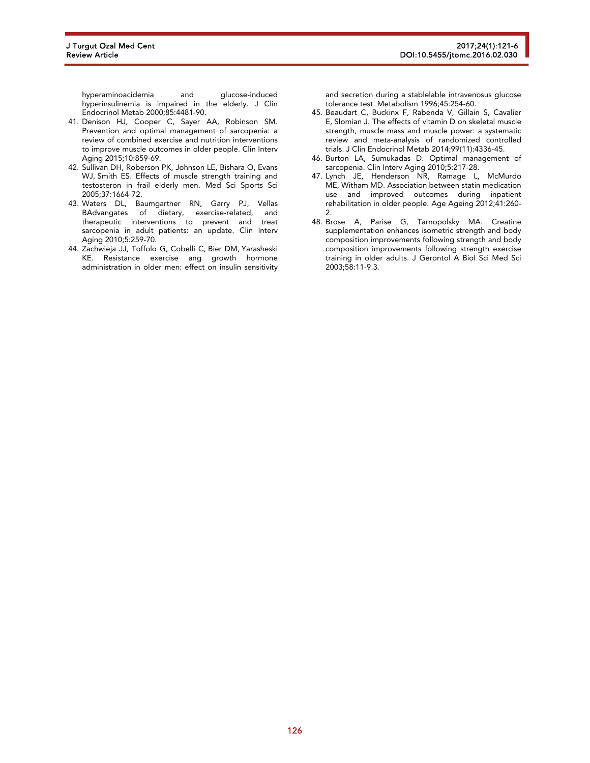hyperaminoacidemia and glucose-induced hyperinsulinemia is impaired in the elderly. J Clin Endocrinol Metab 2000;85:4481-90.

41. Denison HJ, Cooper C, Sayer AA, Robinson SM. Prevention and optimal management of sarcopenia: a review of combined exercise and nutrition interventions to improve muscle outcomes in older people. Clin Interv Aging 2015;10:859-69.
42. Sullivan DH, Roberson PK, Johnson LE, Bishara O, Evans WJ, Smith ES. Effects of muscle strength training and testosteron in frail elderly men. Med Sci Sports Sci 2005;37:1664-72.
43. Waters DL, Baumgartner RN, Garry PJ, Vellas BAdvangates of dietary, exercise-related, and therapeutic interventions to prevent and treat sarcopenia in adult patients: an update. Clin Interv Aging 2010;5:259-70.
44. Zachwieja JJ, Toffolo G, Cobelli C, Bier DM, Yarasheski KE. Resistance exercise ang growth hormone administration in older men: effect on insulin sensitivity and secretion during a stablelable intravenosus glucose tolerance test. Metabolism 1996;45:254-60.
45. Beaudart C, Buckinx F, Rabenda V, Gillain S, Cavalier E, Slomian J. The effects of vitamin D on skeletal muscle strength, muscle mass and muscle power: a systematic review and meta-analysis of randomized controlled trials. J Clin Endocrinol Metab 2014;99(11):4336-45.
46. Burton LA, Sumukadas D. Optimal management of sarcopenia. Clin Interv Aging 2010;5:217-28.
47. Lynch JE, Henderson NR, Ramage L, McMurdo ME, Witham MD. Association between statin medication use and improved outcomes during inpatient rehabilitation in older people. Age Ageing 2012;41:260-2.
48. Brose A, Parise G, Tarnopolsky MA. Creatine supplementation enhances isometric strength and body composition improvements following strength and body composition improvements following strength exercise training in older adults. J Gerontol A Biol Sci Med Sci 2003;58:11-9.3.